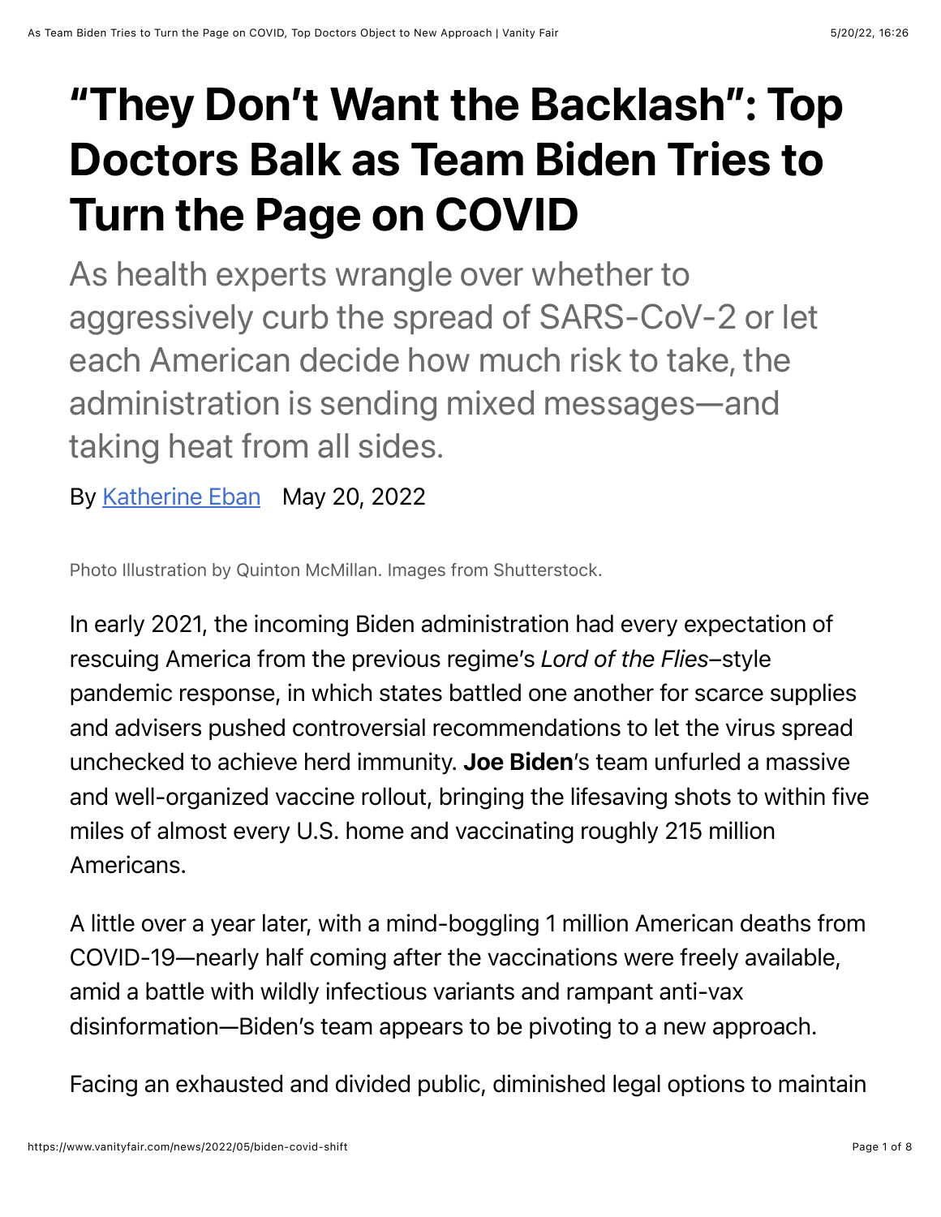# “They Don’t Want the Backlash”: Top Doctors Balk as Team Biden Tries to Turn the Page on COVID

As health experts wrangle over whether to aggressively curb the spread of SARS-CoV-2 or let each American decide how much risk to take, the administration is sending mixed messages—and taking heat from all sides.

By Katherine Eban   May 20, 2022

Photo Illustration by Quinton McMillan. Images from Shutterstock.

In early 2021, the incoming Biden administration had every expectation of rescuing America from the previous regime’s *Lord of the Flies*–style pandemic response, in which states battled one another for scarce supplies and advisers pushed controversial recommendations to let the virus spread unchecked to achieve herd immunity. **Joe Biden**’s team unfurled a massive and well-organized vaccine rollout, bringing the lifesaving shots to within five miles of almost every U.S. home and vaccinating roughly 215 million Americans.

A little over a year later, with a mind-boggling 1 million American deaths from COVID-19—nearly half coming after the vaccinations were freely available, amid a battle with wildly infectious variants and rampant anti-vax disinformation—Biden’s team appears to be pivoting to a new approach.

Facing an exhausted and divided public, diminished legal options to maintain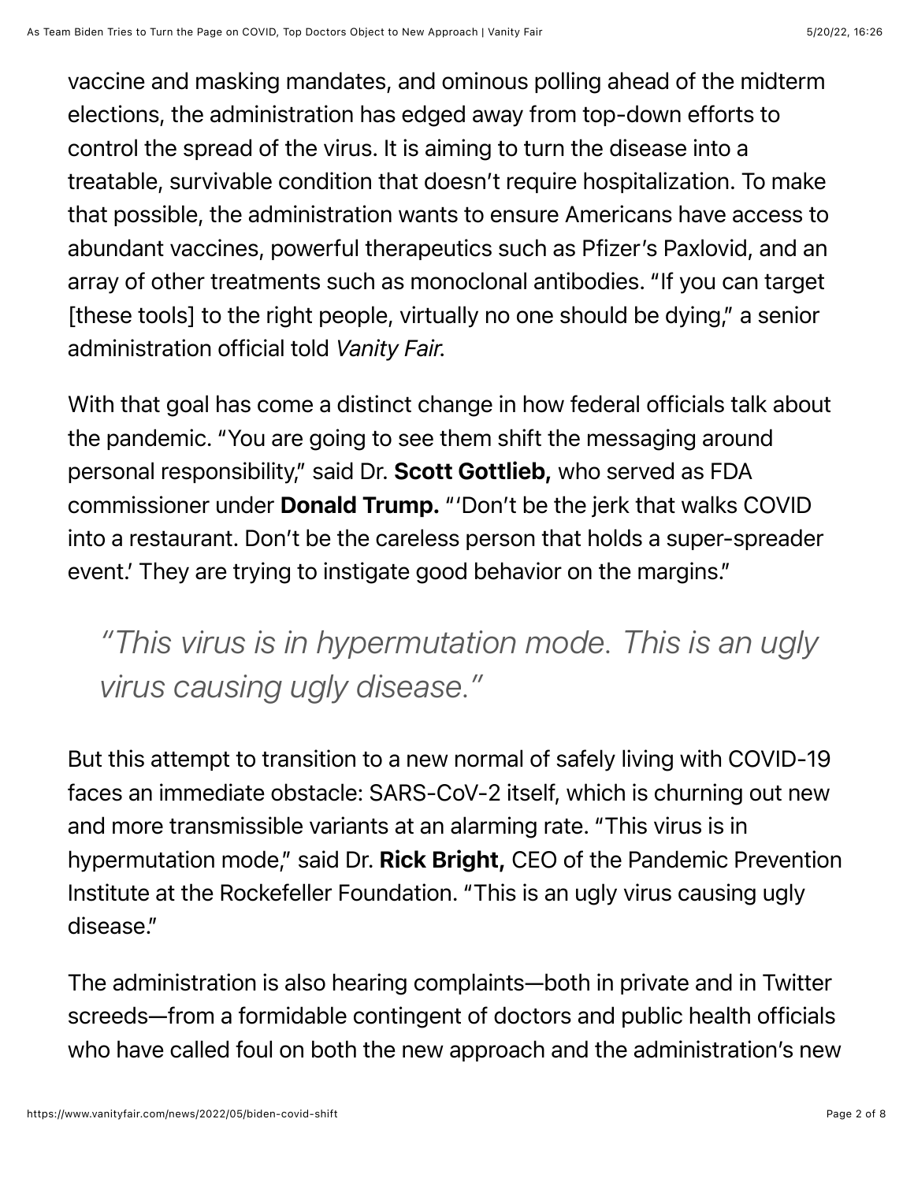vaccine and masking mandates, and ominous polling ahead of the midterm elections, the administration has edged away from top-down efforts to control the spread of the virus. It is aiming to turn the disease into a treatable, survivable condition that doesn't require hospitalization. To make that possible, the administration wants to ensure Americans have access to abundant vaccines, powerful therapeutics such as Pfizer's Paxlovid, and an array of other treatments such as monoclonal antibodies. "If you can target [these tools] to the right people, virtually no one should be dying," a senior administration official told *Vanity Fair*.

With that goal has come a distinct change in how federal officials talk about the pandemic. "You are going to see them shift the messaging around personal responsibility," said Dr. **Scott Gottlieb,** who served as FDA commissioner under **Donald Trump.** "'Don't be the jerk that walks COVID into a restaurant. Don't be the careless person that holds a super-spreader event.' They are trying to instigate good behavior on the margins."

> *"This virus is in hypermutation mode. This is an ugly virus causing ugly disease."*

But this attempt to transition to a new normal of safely living with COVID-19 faces an immediate obstacle: SARS-CoV-2 itself, which is churning out new and more transmissible variants at an alarming rate. "This virus is in hypermutation mode," said Dr. **Rick Bright,** CEO of the Pandemic Prevention Institute at the Rockefeller Foundation. "This is an ugly virus causing ugly disease."

The administration is also hearing complaints—both in private and in Twitter screeds—from a formidable contingent of doctors and public health officials who have called foul on both the new approach and the administration's new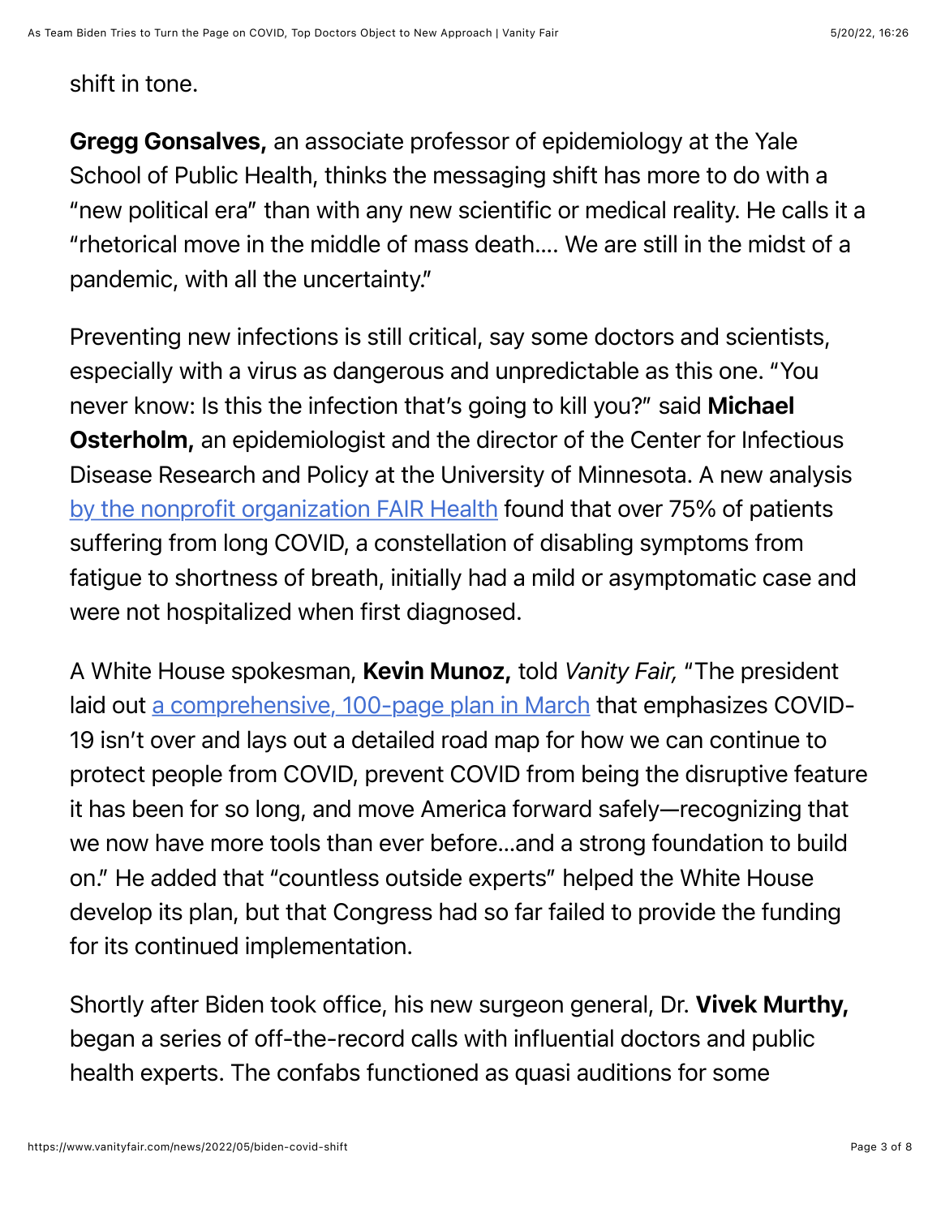shift in tone.

**Gregg Gonsalves,** an associate professor of epidemiology at the Yale School of Public Health, thinks the messaging shift has more to do with a "new political era" than with any new scientific or medical reality. He calls it a "rhetorical move in the middle of mass death.... We are still in the midst of a pandemic, with all the uncertainty."

Preventing new infections is still critical, say some doctors and scientists, especially with a virus as dangerous and unpredictable as this one. "You never know: Is this the infection that's going to kill you?" said **Michael Osterholm,** an epidemiologist and the director of the Center for Infectious Disease Research and Policy at the University of Minnesota. A new analysis [by the nonprofit organization FAIR Health] found that over 75% of patients suffering from long COVID, a constellation of disabling symptoms from fatigue to shortness of breath, initially had a mild or asymptomatic case and were not hospitalized when first diagnosed.

A White House spokesman, **Kevin Munoz,** told *Vanity Fair,* "The president laid out [a comprehensive, 100-page plan in March] that emphasizes COVID-19 isn't over and lays out a detailed road map for how we can continue to protect people from COVID, prevent COVID from being the disruptive feature it has been for so long, and move America forward safely—recognizing that we now have more tools than ever before…and a strong foundation to build on." He added that "countless outside experts" helped the White House develop its plan, but that Congress had so far failed to provide the funding for its continued implementation.

Shortly after Biden took office, his new surgeon general, Dr. **Vivek Murthy,** began a series of off-the-record calls with influential doctors and public health experts. The confabs functioned as quasi auditions for some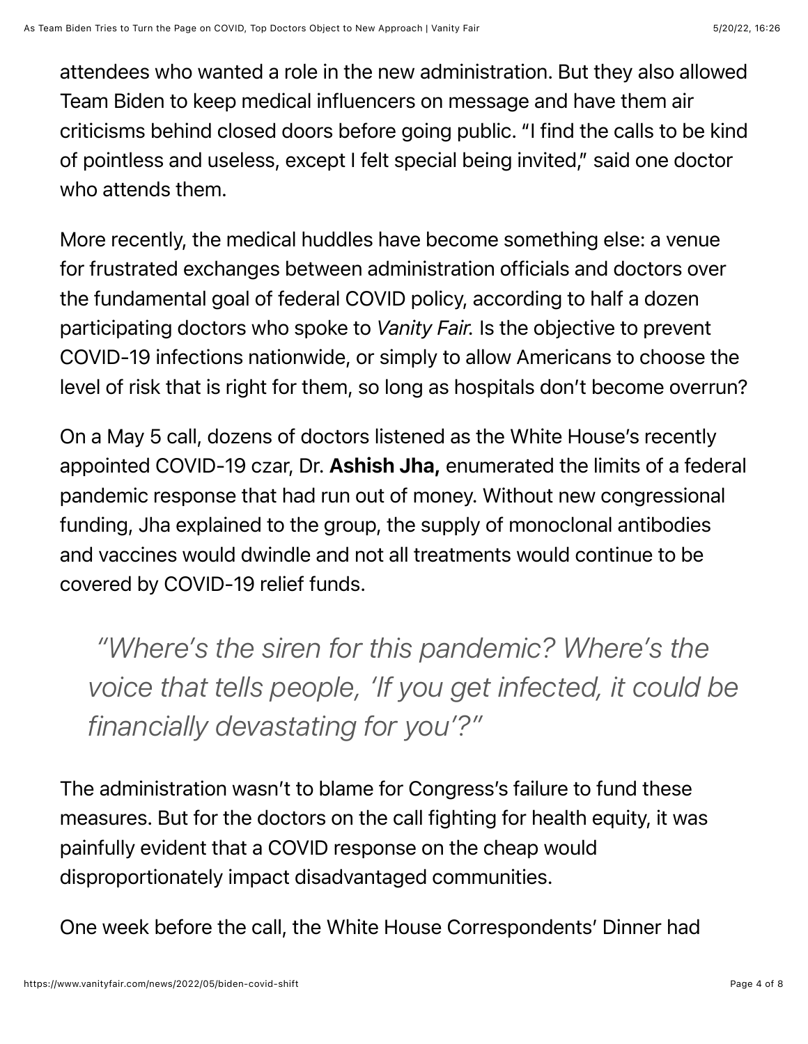attendees who wanted a role in the new administration. But they also allowed Team Biden to keep medical influencers on message and have them air criticisms behind closed doors before going public. "I find the calls to be kind of pointless and useless, except I felt special being invited," said one doctor who attends them.

More recently, the medical huddles have become something else: a venue for frustrated exchanges between administration officials and doctors over the fundamental goal of federal COVID policy, according to half a dozen participating doctors who spoke to *Vanity Fair*. Is the objective to prevent COVID-19 infections nationwide, or simply to allow Americans to choose the level of risk that is right for them, so long as hospitals don't become overrun?

On a May 5 call, dozens of doctors listened as the White House's recently appointed COVID-19 czar, Dr. **Ashish Jha,** enumerated the limits of a federal pandemic response that had run out of money. Without new congressional funding, Jha explained to the group, the supply of monoclonal antibodies and vaccines would dwindle and not all treatments would continue to be covered by COVID-19 relief funds.

> *"Where's the siren for this pandemic? Where's the voice that tells people, 'If you get infected, it could be financially devastating for you'?"*

The administration wasn't to blame for Congress's failure to fund these measures. But for the doctors on the call fighting for health equity, it was painfully evident that a COVID response on the cheap would disproportionately impact disadvantaged communities.

One week before the call, the White House Correspondents' Dinner had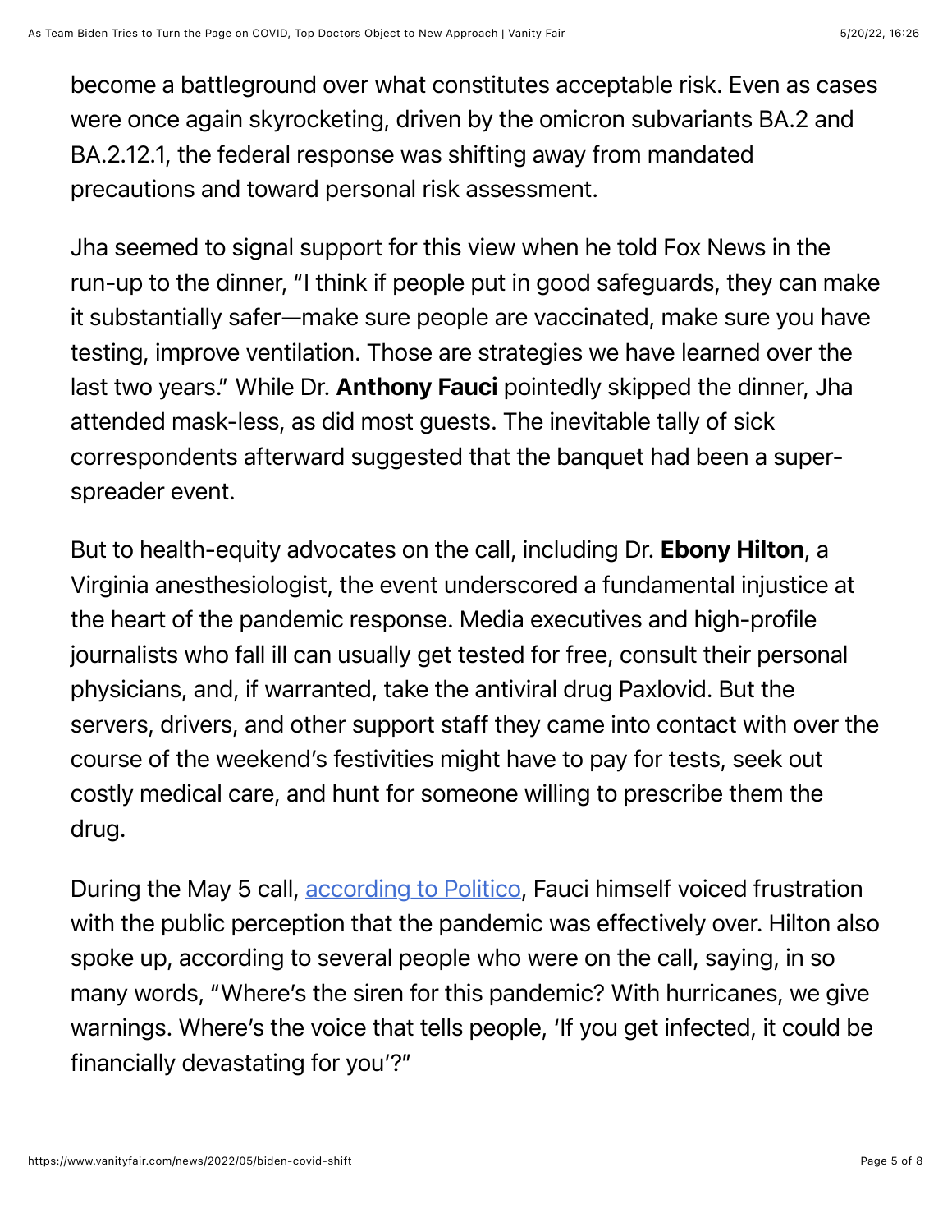become a battleground over what constitutes acceptable risk. Even as cases were once again skyrocketing, driven by the omicron subvariants BA.2 and BA.2.12.1, the federal response was shifting away from mandated precautions and toward personal risk assessment.

Jha seemed to signal support for this view when he told Fox News in the run-up to the dinner, "I think if people put in good safeguards, they can make it substantially safer—make sure people are vaccinated, make sure you have testing, improve ventilation. Those are strategies we have learned over the last two years." While Dr. **Anthony Fauci** pointedly skipped the dinner, Jha attended mask-less, as did most guests. The inevitable tally of sick correspondents afterward suggested that the banquet had been a super-spreader event.

But to health-equity advocates on the call, including Dr. **Ebony Hilton**, a Virginia anesthesiologist, the event underscored a fundamental injustice at the heart of the pandemic response. Media executives and high-profile journalists who fall ill can usually get tested for free, consult their personal physicians, and, if warranted, take the antiviral drug Paxlovid. But the servers, drivers, and other support staff they came into contact with over the course of the weekend's festivities might have to pay for tests, seek out costly medical care, and hunt for someone willing to prescribe them the drug.

During the May 5 call, [according to Politico](), Fauci himself voiced frustration with the public perception that the pandemic was effectively over. Hilton also spoke up, according to several people who were on the call, saying, in so many words, "Where's the siren for this pandemic? With hurricanes, we give warnings. Where's the voice that tells people, 'If you get infected, it could be financially devastating for you'?"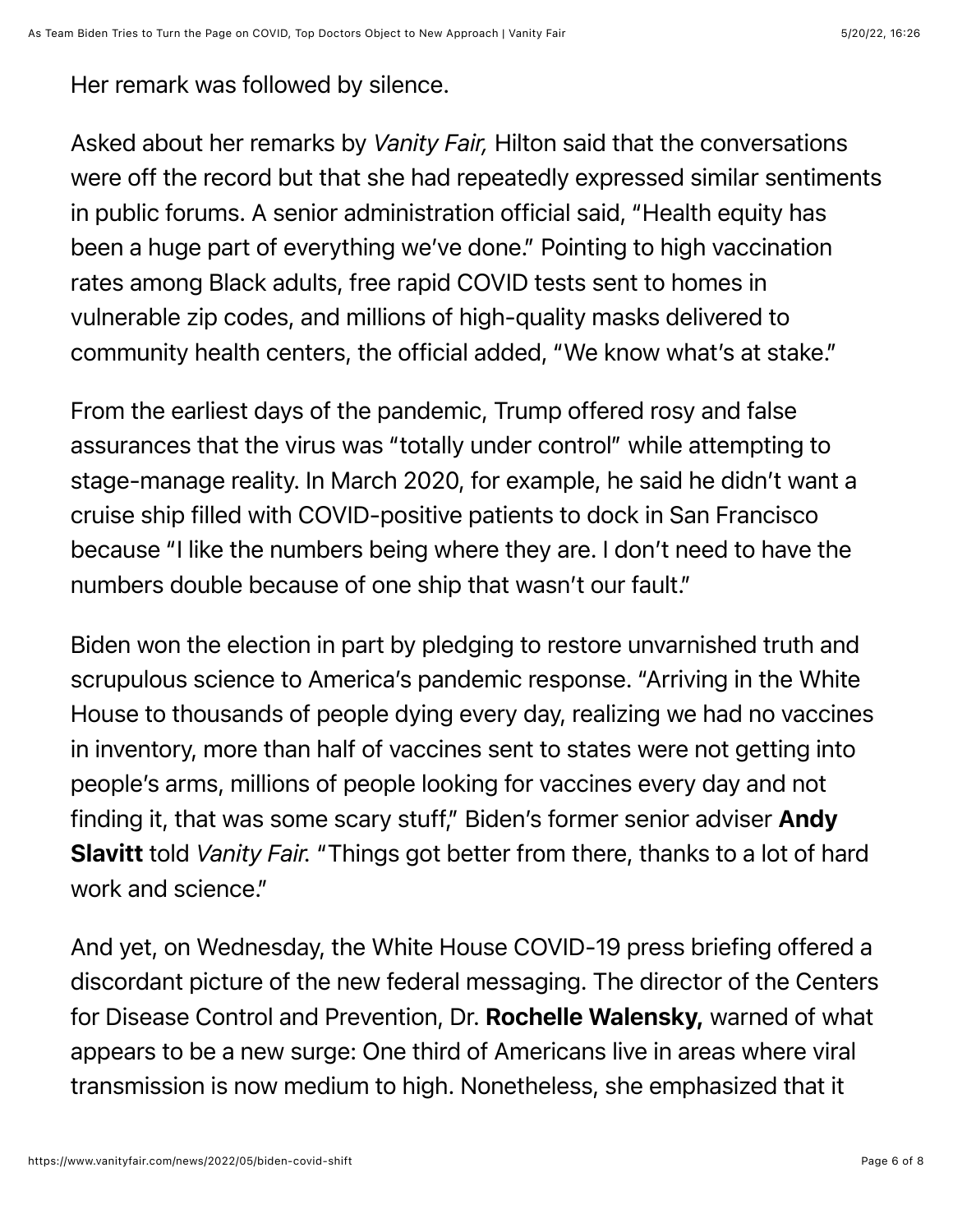Her remark was followed by silence.

Asked about her remarks by *Vanity Fair,* Hilton said that the conversations were off the record but that she had repeatedly expressed similar sentiments in public forums. A senior administration official said, "Health equity has been a huge part of everything we've done." Pointing to high vaccination rates among Black adults, free rapid COVID tests sent to homes in vulnerable zip codes, and millions of high-quality masks delivered to community health centers, the official added, "We know what's at stake."

From the earliest days of the pandemic, Trump offered rosy and false assurances that the virus was "totally under control" while attempting to stage-manage reality. In March 2020, for example, he said he didn't want a cruise ship filled with COVID-positive patients to dock in San Francisco because "I like the numbers being where they are. I don't need to have the numbers double because of one ship that wasn't our fault."

Biden won the election in part by pledging to restore unvarnished truth and scrupulous science to America's pandemic response. "Arriving in the White House to thousands of people dying every day, realizing we had no vaccines in inventory, more than half of vaccines sent to states were not getting into people's arms, millions of people looking for vaccines every day and not finding it, that was some scary stuff," Biden's former senior adviser **Andy Slavitt** told *Vanity Fair*. "Things got better from there, thanks to a lot of hard work and science."

And yet, on Wednesday, the White House COVID-19 press briefing offered a discordant picture of the new federal messaging. The director of the Centers for Disease Control and Prevention, Dr. **Rochelle Walensky,** warned of what appears to be a new surge: One third of Americans live in areas where viral transmission is now medium to high. Nonetheless, she emphasized that it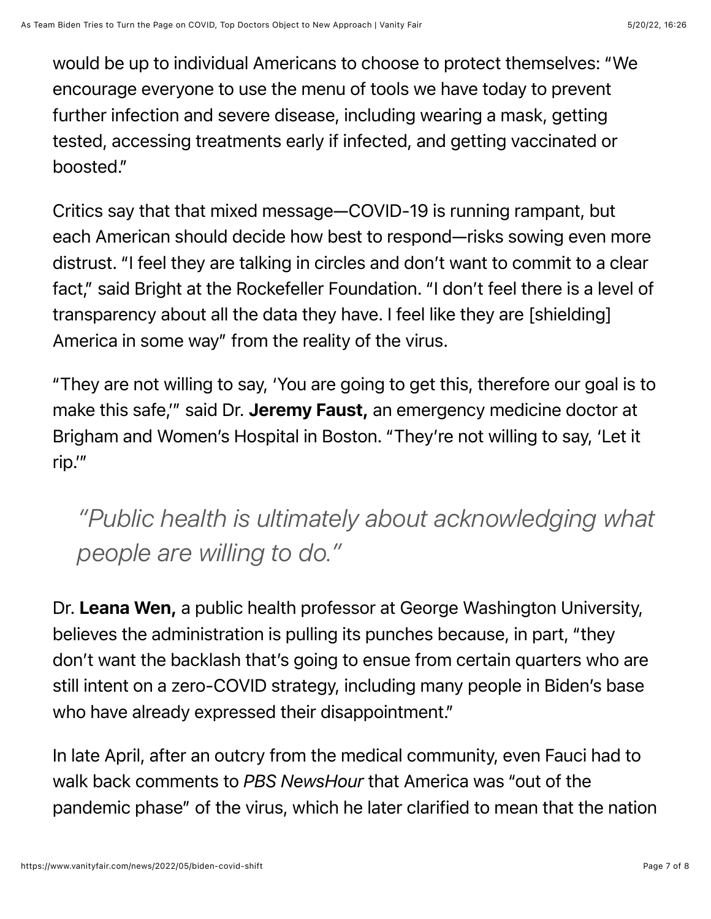would be up to individual Americans to choose to protect themselves: "We encourage everyone to use the menu of tools we have today to prevent further infection and severe disease, including wearing a mask, getting tested, accessing treatments early if infected, and getting vaccinated or boosted."

Critics say that that mixed message—COVID-19 is running rampant, but each American should decide how best to respond—risks sowing even more distrust. "I feel they are talking in circles and don't want to commit to a clear fact," said Bright at the Rockefeller Foundation. "I don't feel there is a level of transparency about all the data they have. I feel like they are [shielding] America in some way" from the reality of the virus.

"They are not willing to say, 'You are going to get this, therefore our goal is to make this safe,'" said Dr. **Jeremy Faust,** an emergency medicine doctor at Brigham and Women's Hospital in Boston. "They're not willing to say, 'Let it rip.'"

> *"Public health is ultimately about acknowledging what people are willing to do."*

Dr. **Leana Wen,** a public health professor at George Washington University, believes the administration is pulling its punches because, in part, "they don't want the backlash that's going to ensue from certain quarters who are still intent on a zero-COVID strategy, including many people in Biden's base who have already expressed their disappointment."

In late April, after an outcry from the medical community, even Fauci had to walk back comments to *PBS NewsHour* that America was "out of the pandemic phase" of the virus, which he later clarified to mean that the nation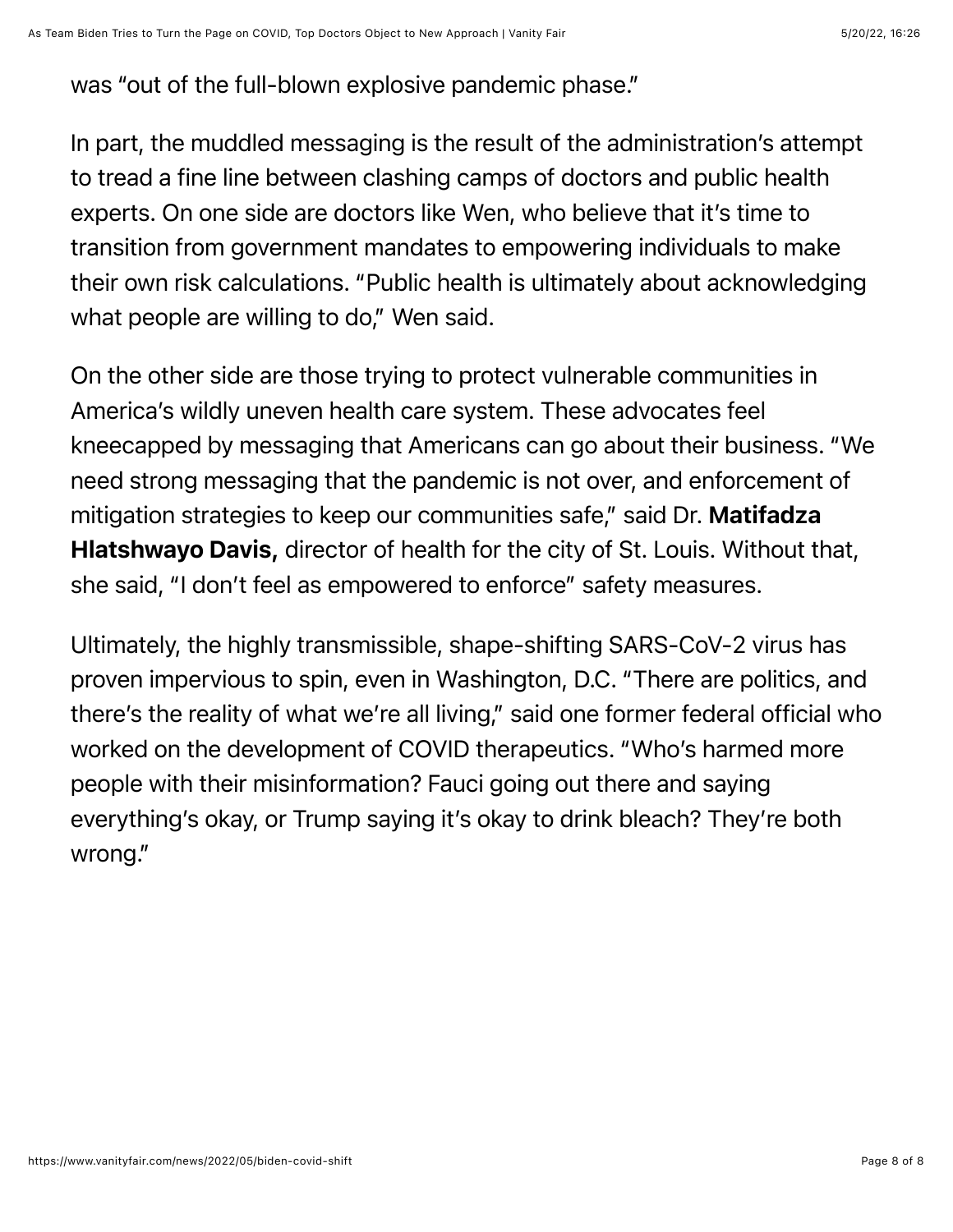was “out of the full-blown explosive pandemic phase.”

In part, the muddled messaging is the result of the administration’s attempt to tread a fine line between clashing camps of doctors and public health experts. On one side are doctors like Wen, who believe that it’s time to transition from government mandates to empowering individuals to make their own risk calculations. “Public health is ultimately about acknowledging what people are willing to do,” Wen said.

On the other side are those trying to protect vulnerable communities in America’s wildly uneven health care system. These advocates feel kneecapped by messaging that Americans can go about their business. “We need strong messaging that the pandemic is not over, and enforcement of mitigation strategies to keep our communities safe,” said Dr. **Matifadza Hlatshwayo Davis,** director of health for the city of St. Louis. Without that, she said, “I don’t feel as empowered to enforce” safety measures.

Ultimately, the highly transmissible, shape-shifting SARS-CoV-2 virus has proven impervious to spin, even in Washington, D.C. “There are politics, and there’s the reality of what we’re all living,” said one former federal official who worked on the development of COVID therapeutics. “Who’s harmed more people with their misinformation? Fauci going out there and saying everything’s okay, or Trump saying it’s okay to drink bleach? They’re both wrong.”